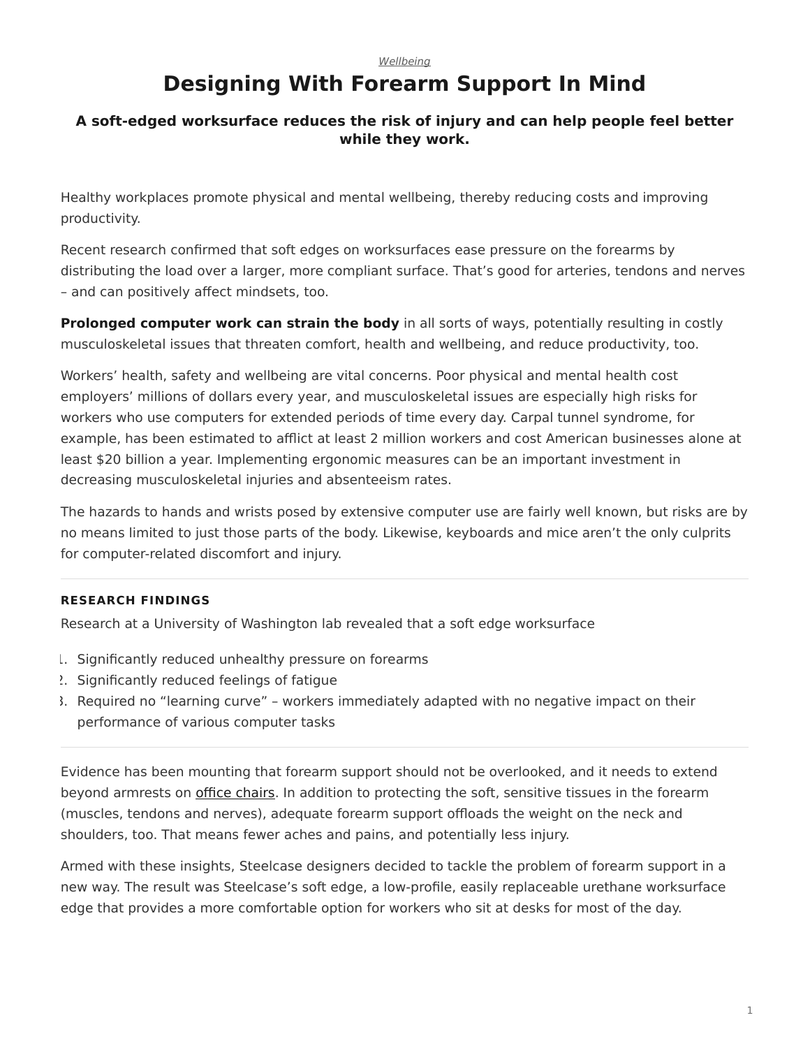*Wellbeing*

# Designing With Forearm Support In Mind

### A soft-edged worksurface reduces the risk of injury and can help people feel better while they work.

Healthy workplaces promote physical and mental wellbeing, thereby reducing costs and improving productivity.

Recent research confirmed that soft edges on worksurfaces ease pressure on the forearms by distributing the load over a larger, more compliant surface. That's good for arteries, tendons and nerves – and can positively affect mindsets, too.

**Prolonged computer work can strain the body** in all sorts of ways, potentially resulting in costly musculoskeletal issues that threaten comfort, health and wellbeing, and reduce productivity, too.

Workers' health, safety and wellbeing are vital concerns. Poor physical and mental health cost employers' millions of dollars every year, and musculoskeletal issues are especially high risks for workers who use computers for extended periods of time every day. Carpal tunnel syndrome, for example, has been estimated to afflict at least 2 million workers and cost American businesses alone at least $20 billion a year. Implementing ergonomic measures can be an important investment in decreasing musculoskeletal injuries and absenteeism rates.

The hazards to hands and wrists posed by extensive computer use are fairly well known, but risks are by no means limited to just those parts of the body. Likewise, keyboards and mice aren't the only culprits for computer-related discomfort and injury.

---

#### RESEARCH FINDINGS

Research at a University of Washington lab revealed that a soft edge worksurface

1. Significantly reduced unhealthy pressure on forearms
2. Significantly reduced feelings of fatigue
3. Required no "learning curve" – workers immediately adapted with no negative impact on their performance of various computer tasks

---

Evidence has been mounting that forearm support should not be overlooked, and it needs to extend beyond armrests on office chairs. In addition to protecting the soft, sensitive tissues in the forearm (muscles, tendons and nerves), adequate forearm support offloads the weight on the neck and shoulders, too. That means fewer aches and pains, and potentially less injury.

Armed with these insights, Steelcase designers decided to tackle the problem of forearm support in a new way. The result was Steelcase's soft edge, a low-profile, easily replaceable urethane worksurface edge that provides a more comfortable option for workers who sit at desks for most of the day.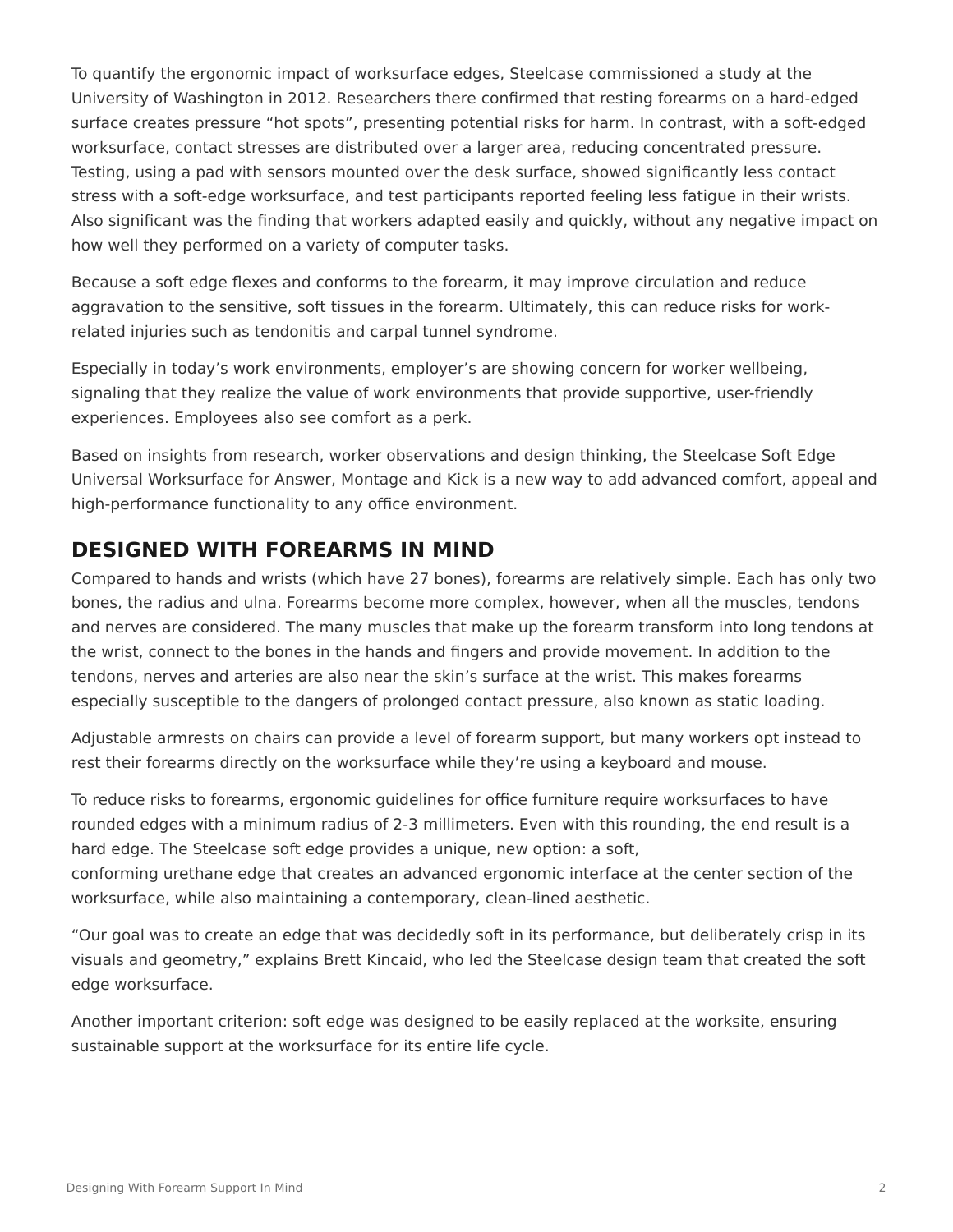To quantify the ergonomic impact of worksurface edges, Steelcase commissioned a study at the University of Washington in 2012. Researchers there confirmed that resting forearms on a hard-edged surface creates pressure “hot spots”, presenting potential risks for harm. In contrast, with a soft-edged worksurface, contact stresses are distributed over a larger area, reducing concentrated pressure. Testing, using a pad with sensors mounted over the desk surface, showed significantly less contact stress with a soft-edge worksurface, and test participants reported feeling less fatigue in their wrists. Also significant was the finding that workers adapted easily and quickly, without any negative impact on how well they performed on a variety of computer tasks.

Because a soft edge flexes and conforms to the forearm, it may improve circulation and reduce aggravation to the sensitive, soft tissues in the forearm. Ultimately, this can reduce risks for work-related injuries such as tendonitis and carpal tunnel syndrome.

Especially in today’s work environments, employer’s are showing concern for worker wellbeing, signaling that they realize the value of work environments that provide supportive, user-friendly experiences. Employees also see comfort as a perk.

Based on insights from research, worker observations and design thinking, the Steelcase Soft Edge Universal Worksurface for Answer, Montage and Kick is a new way to add advanced comfort, appeal and high-performance functionality to any office environment.

## DESIGNED WITH FOREARMS IN MIND

Compared to hands and wrists (which have 27 bones), forearms are relatively simple. Each has only two bones, the radius and ulna. Forearms become more complex, however, when all the muscles, tendons and nerves are considered. The many muscles that make up the forearm transform into long tendons at the wrist, connect to the bones in the hands and fingers and provide movement. In addition to the tendons, nerves and arteries are also near the skin’s surface at the wrist. This makes forearms especially susceptible to the dangers of prolonged contact pressure, also known as static loading.

Adjustable armrests on chairs can provide a level of forearm support, but many workers opt instead to rest their forearms directly on the worksurface while they’re using a keyboard and mouse.

To reduce risks to forearms, ergonomic guidelines for office furniture require worksurfaces to have rounded edges with a minimum radius of 2-3 millimeters. Even with this rounding, the end result is a hard edge. The Steelcase soft edge provides a unique, new option: a soft, conforming urethane edge that creates an advanced ergonomic interface at the center section of the worksurface, while also maintaining a contemporary, clean-lined aesthetic.

“Our goal was to create an edge that was decidedly soft in its performance, but deliberately crisp in its visuals and geometry,” explains Brett Kincaid, who led the Steelcase design team that created the soft edge worksurface.

Another important criterion: soft edge was designed to be easily replaced at the worksite, ensuring sustainable support at the worksurface for its entire life cycle.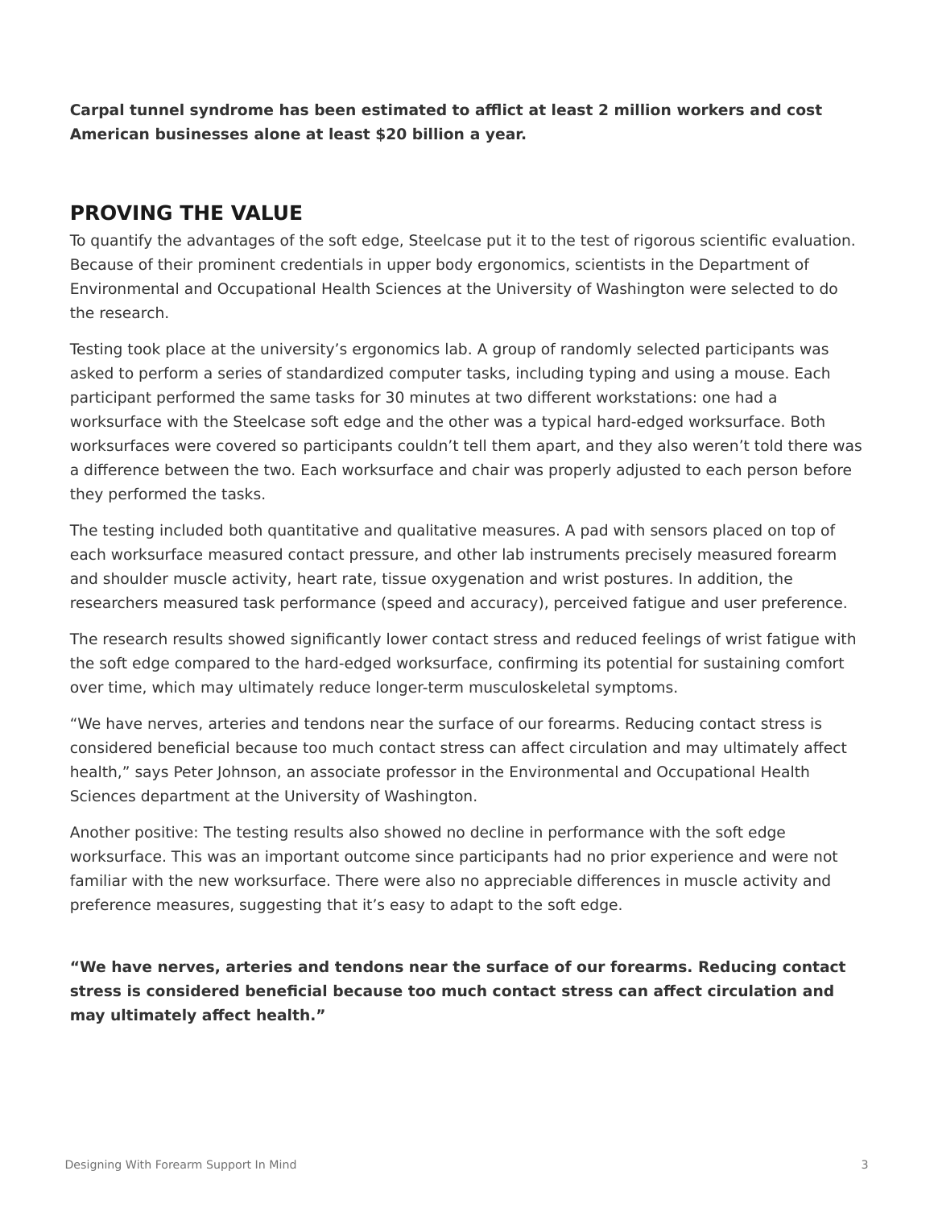**Carpal tunnel syndrome has been estimated to afflict at least 2 million workers and cost American businesses alone at least $20 billion a year.**

## PROVING THE VALUE

To quantify the advantages of the soft edge, Steelcase put it to the test of rigorous scientific evaluation. Because of their prominent credentials in upper body ergonomics, scientists in the Department of Environmental and Occupational Health Sciences at the University of Washington were selected to do the research.

Testing took place at the university's ergonomics lab. A group of randomly selected participants was asked to perform a series of standardized computer tasks, including typing and using a mouse. Each participant performed the same tasks for 30 minutes at two different workstations: one had a worksurface with the Steelcase soft edge and the other was a typical hard-edged worksurface. Both worksurfaces were covered so participants couldn't tell them apart, and they also weren't told there was a difference between the two. Each worksurface and chair was properly adjusted to each person before they performed the tasks.

The testing included both quantitative and qualitative measures. A pad with sensors placed on top of each worksurface measured contact pressure, and other lab instruments precisely measured forearm and shoulder muscle activity, heart rate, tissue oxygenation and wrist postures. In addition, the researchers measured task performance (speed and accuracy), perceived fatigue and user preference.

The research results showed significantly lower contact stress and reduced feelings of wrist fatigue with the soft edge compared to the hard-edged worksurface, confirming its potential for sustaining comfort over time, which may ultimately reduce longer-term musculoskeletal symptoms.

"We have nerves, arteries and tendons near the surface of our forearms. Reducing contact stress is considered beneficial because too much contact stress can affect circulation and may ultimately affect health," says Peter Johnson, an associate professor in the Environmental and Occupational Health Sciences department at the University of Washington.

Another positive: The testing results also showed no decline in performance with the soft edge worksurface. This was an important outcome since participants had no prior experience and were not familiar with the new worksurface. There were also no appreciable differences in muscle activity and preference measures, suggesting that it's easy to adapt to the soft edge.

**"We have nerves, arteries and tendons near the surface of our forearms. Reducing contact stress is considered beneficial because too much contact stress can affect circulation and may ultimately affect health."**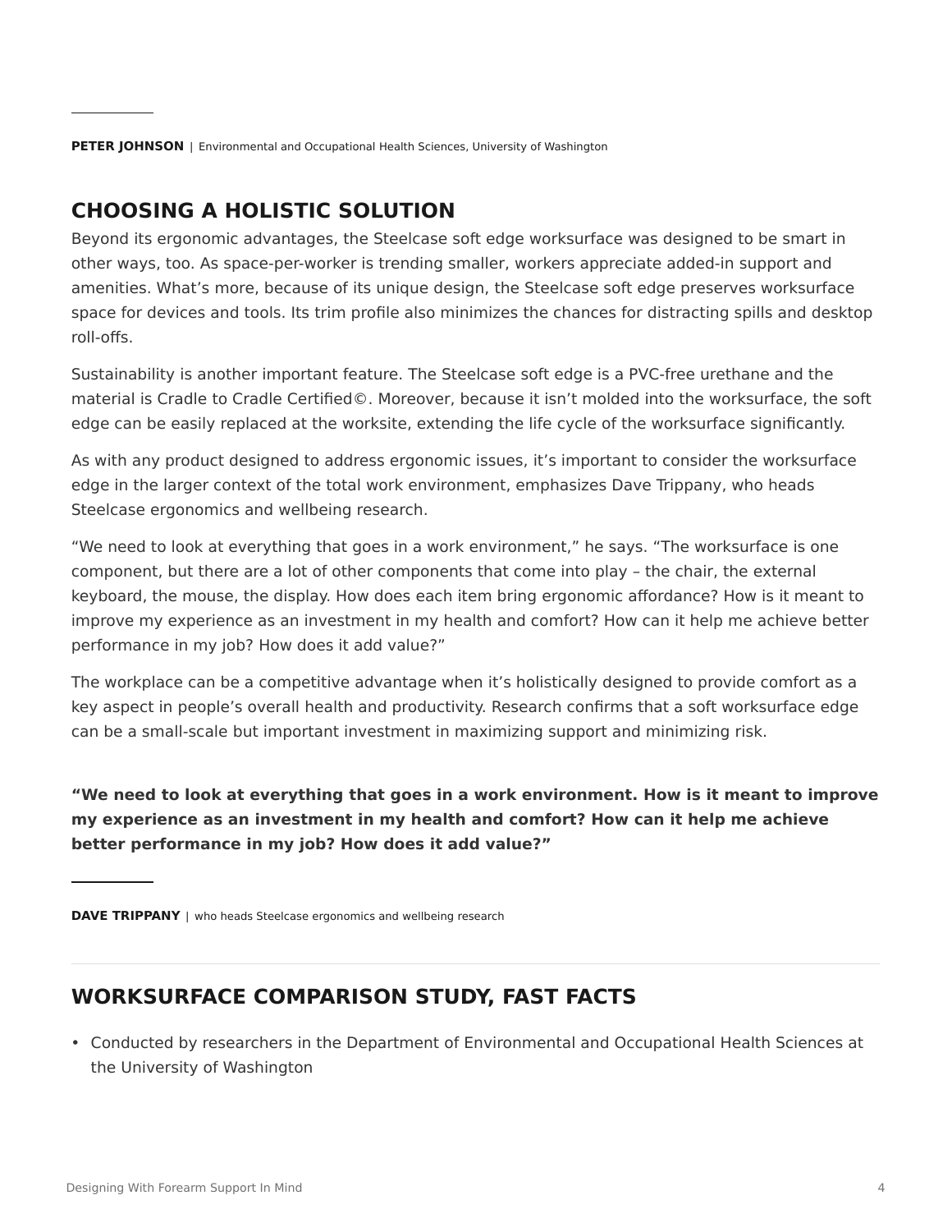**PETER JOHNSON** | Environmental and Occupational Health Sciences, University of Washington

## CHOOSING A HOLISTIC SOLUTION

Beyond its ergonomic advantages, the Steelcase soft edge worksurface was designed to be smart in other ways, too. As space-per-worker is trending smaller, workers appreciate added-in support and amenities. What's more, because of its unique design, the Steelcase soft edge preserves worksurface space for devices and tools. Its trim profile also minimizes the chances for distracting spills and desktop roll-offs.

Sustainability is another important feature. The Steelcase soft edge is a PVC-free urethane and the material is Cradle to Cradle Certified©. Moreover, because it isn't molded into the worksurface, the soft edge can be easily replaced at the worksite, extending the life cycle of the worksurface significantly.

As with any product designed to address ergonomic issues, it's important to consider the worksurface edge in the larger context of the total work environment, emphasizes Dave Trippany, who heads Steelcase ergonomics and wellbeing research.

"We need to look at everything that goes in a work environment," he says. "The worksurface is one component, but there are a lot of other components that come into play – the chair, the external keyboard, the mouse, the display. How does each item bring ergonomic affordance? How is it meant to improve my experience as an investment in my health and comfort? How can it help me achieve better performance in my job? How does it add value?"

The workplace can be a competitive advantage when it's holistically designed to provide comfort as a key aspect in people's overall health and productivity. Research confirms that a soft worksurface edge can be a small-scale but important investment in maximizing support and minimizing risk.

**"We need to look at everything that goes in a work environment. How is it meant to improve my experience as an investment in my health and comfort? How can it help me achieve better performance in my job? How does it add value?"**

**DAVE TRIPPANY** | who heads Steelcase ergonomics and wellbeing research

## WORKSURFACE COMPARISON STUDY, FAST FACTS

- Conducted by researchers in the Department of Environmental and Occupational Health Sciences at the University of Washington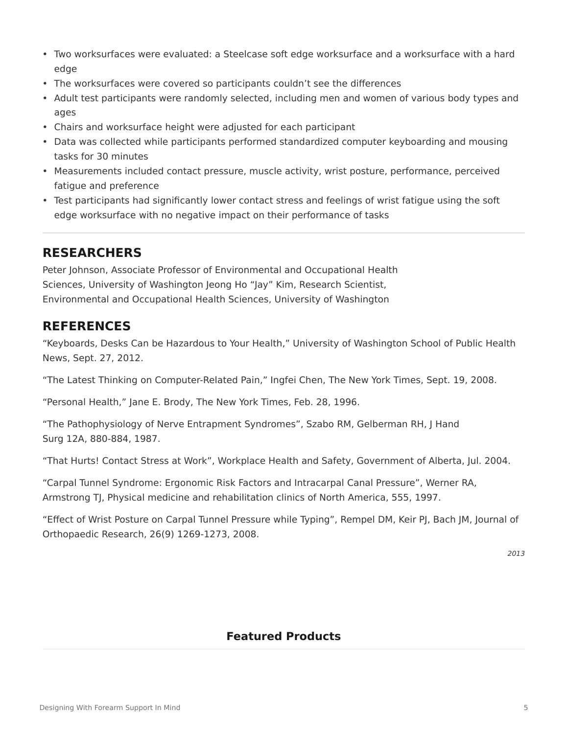- Two worksurfaces were evaluated: a Steelcase soft edge worksurface and a worksurface with a hard edge
- The worksurfaces were covered so participants couldn't see the differences
- Adult test participants were randomly selected, including men and women of various body types and ages
- Chairs and worksurface height were adjusted for each participant
- Data was collected while participants performed standardized computer keyboarding and mousing tasks for 30 minutes
- Measurements included contact pressure, muscle activity, wrist posture, performance, perceived fatigue and preference
- Test participants had significantly lower contact stress and feelings of wrist fatigue using the soft edge worksurface with no negative impact on their performance of tasks

---

## RESEARCHERS

Peter Johnson, Associate Professor of Environmental and Occupational Health Sciences, University of Washington Jeong Ho "Jay" Kim, Research Scientist, Environmental and Occupational Health Sciences, University of Washington

## REFERENCES

"Keyboards, Desks Can be Hazardous to Your Health," University of Washington School of Public Health News, Sept. 27, 2012.

"The Latest Thinking on Computer-Related Pain," Ingfei Chen, The New York Times, Sept. 19, 2008.

"Personal Health," Jane E. Brody, The New York Times, Feb. 28, 1996.

"The Pathophysiology of Nerve Entrapment Syndromes", Szabo RM, Gelberman RH, J Hand Surg 12A, 880-884, 1987.

"That Hurts! Contact Stress at Work", Workplace Health and Safety, Government of Alberta, Jul. 2004.

"Carpal Tunnel Syndrome: Ergonomic Risk Factors and Intracarpal Canal Pressure", Werner RA, Armstrong TJ, Physical medicine and rehabilitation clinics of North America, 555, 1997.

"Effect of Wrist Posture on Carpal Tunnel Pressure while Typing", Rempel DM, Keir PJ, Bach JM, Journal of Orthopaedic Research, 26(9) 1269-1273, 2008.

*2013*

**Featured Products**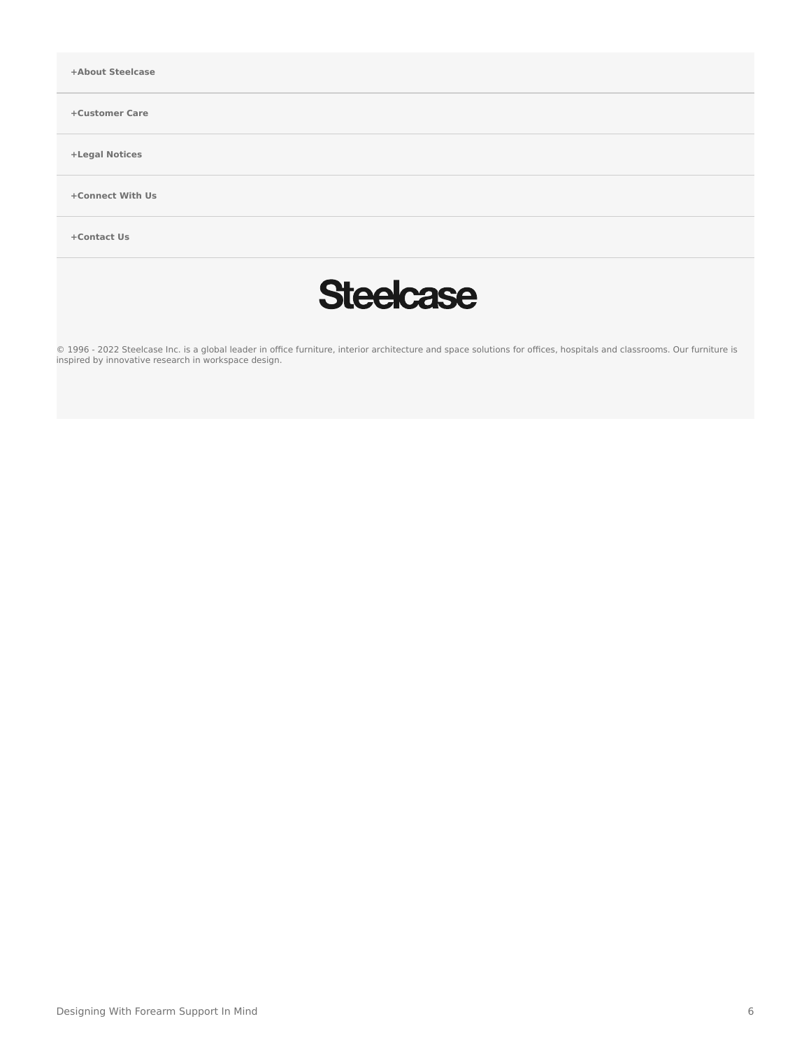**+About Steelcase**

**+Customer Care**

**+Legal Notices**

**+Connect With Us**

**+Contact Us**

Steelcase

© 1996 - 2022 Steelcase Inc. is a global leader in office furniture, interior architecture and space solutions for offices, hospitals and classrooms. Our furniture is inspired by innovative research in workspace design.